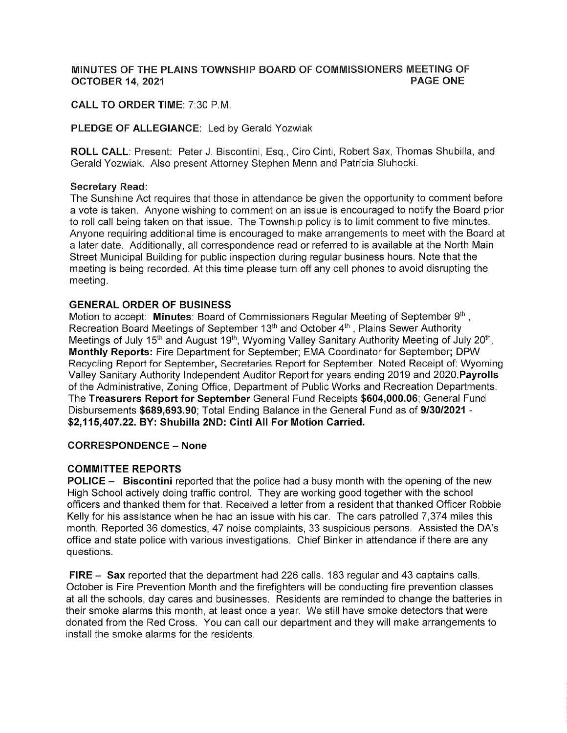# MINUTES OF THE PLAINS TOWNSHIP BOARD OF COMMISSIONERS MEETING OF OCTOBER 14, 2021 PAGE ONE

**CALL TO ORDER TIME**: 7:30 P.M.

**PLEDGE OF ALLEGIANCE**: Led by Gerald Yozwiak

**ROLL CALL**: Present: Peter J. Biscontini, Esq., Ciro Cinti, Robert Sax, Thomas Shubilla, and Gerald Yozwiak. Also present Attorney Stephen Menn and Patricia Sluhocki.

**Secretary Read:**
The Sunshine Act requires that those in attendance be given the opportunity to comment before a vote is taken. Anyone wishing to comment on an issue is encouraged to notify the Board prior to roll call being taken on that issue. The Township policy is to limit comment to five minutes. Anyone requiring additional time is encouraged to make arrangements to meet with the Board at a later date. Additionally, all correspondence read or referred to is available at the North Main Street Municipal Building for public inspection during regular business hours. Note that the meeting is being recorded. At this time please turn off any cell phones to avoid disrupting the meeting.

## GENERAL ORDER OF BUSINESS

Motion to accept: **Minutes**: Board of Commissioners Regular Meeting of September 9th , Recreation Board Meetings of September 13th and October 4th , Plains Sewer Authority Meetings of July 15th and August 19th, Wyoming Valley Sanitary Authority Meeting of July 20th, **Monthly Reports:** Fire Department for September; EMA Coordinator for September**;** DPW Recycling Report for September, Secretaries Report for September. Noted Receipt of: Wyoming Valley Sanitary Authority Independent Auditor Report for years ending 2019 and 2020.**Payrolls** of the Administrative, Zoning Office, Department of Public Works and Recreation Departments. The **Treasurers Report for September** General Fund Receipts **$604,000.06**; General Fund Disbursements **$689,693.90**; Total Ending Balance in the General Fund as of **9/30/2021** - **$2,115,407.22. BY: Shubilla 2ND: Cinti All For Motion Carried.**

## CORRESPONDENCE – None

## COMMITTEE REPORTS

**POLICE – Biscontini** reported that the police had a busy month with the opening of the new High School actively doing traffic control. They are working good together with the school officers and thanked them for that. Received a letter from a resident that thanked Officer Robbie Kelly for his assistance when he had an issue with his car. The cars patrolled 7,374 miles this month. Reported 36 domestics, 47 noise complaints, 33 suspicious persons. Assisted the DA's office and state police with various investigations. Chief Binker in attendance if there are any questions.

**FIRE – Sax** reported that the department had 226 calls. 183 regular and 43 captains calls. October is Fire Prevention Month and the firefighters will be conducting fire prevention classes at all the schools, day cares and businesses. Residents are reminded to change the batteries in their smoke alarms this month, at least once a year. We still have smoke detectors that were donated from the Red Cross. You can call our department and they will make arrangements to install the smoke alarms for the residents.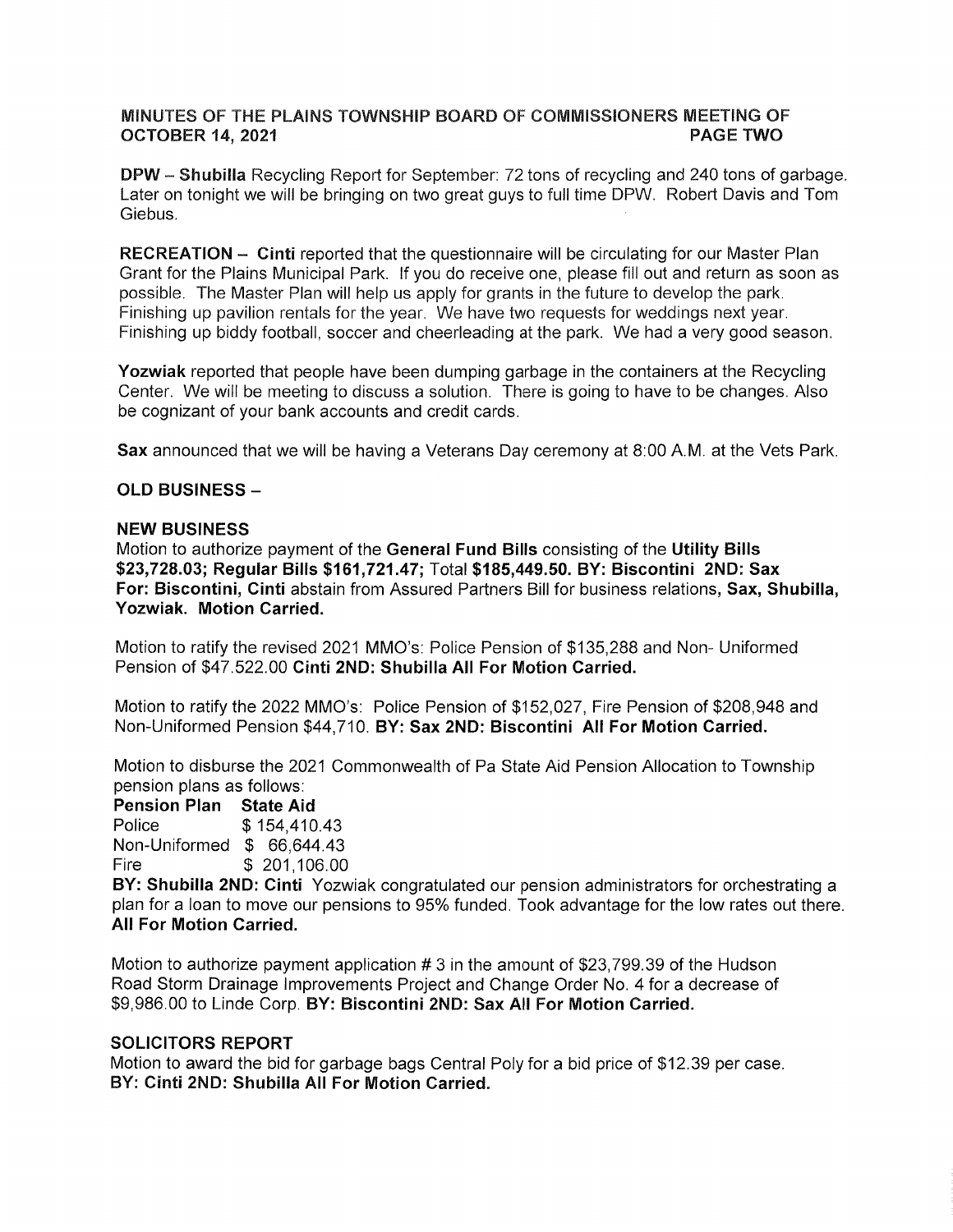**MINUTES OF THE PLAINS TOWNSHIP BOARD OF COMMISSIONERS MEETING OF OCTOBER 14, 2021** **PAGE TWO**

**DPW – Shubilla** Recycling Report for September: 72 tons of recycling and 240 tons of garbage. Later on tonight we will be bringing on two great guys to full time DPW. Robert Davis and Tom Giebus.

**RECREATION – Cinti** reported that the questionnaire will be circulating for our Master Plan Grant for the Plains Municipal Park. If you do receive one, please fill out and return as soon as possible. The Master Plan will help us apply for grants in the future to develop the park. Finishing up pavilion rentals for the year. We have two requests for weddings next year. Finishing up biddy football, soccer and cheerleading at the park. We had a very good season.

**Yozwiak** reported that people have been dumping garbage in the containers at the Recycling Center. We will be meeting to discuss a solution. There is going to have to be changes. Also be cognizant of your bank accounts and credit cards.

**Sax** announced that we will be having a Veterans Day ceremony at 8:00 A.M. at the Vets Park.

**OLD BUSINESS –**

**NEW BUSINESS**

Motion to authorize payment of the **General Fund Bills** consisting of the **Utility Bills $23,728.03; Regular Bills $161,721.47;** Total **$185,449.50. BY: Biscontini 2ND: Sax For: Biscontini, Cinti** abstain from Assured Partners Bill for business relations, **Sax, Shubilla, Yozwiak. Motion Carried.**

Motion to ratify the revised 2021 MMO's: Police Pension of $135,288 and Non- Uniformed Pension of $47.522.00 **Cinti 2ND: Shubilla All For Motion Carried.**

Motion to ratify the 2022 MMO's: Police Pension of $152,027, Fire Pension of $208,948 and Non-Uniformed Pension $44,710. **BY: Sax 2ND: Biscontini All For Motion Carried.**

Motion to disburse the 2021 Commonwealth of Pa State Aid Pension Allocation to Township pension plans as follows:

| Pension Plan | State Aid |
|---|---|
| Police | $ 154,410.43 |
| Non-Uniformed | $ 66,644.43 |
| Fire | $ 201,106.00 |

**BY: Shubilla 2ND: Cinti** Yozwiak congratulated our pension administrators for orchestrating a plan for a loan to move our pensions to 95% funded. Took advantage for the low rates out there. **All For Motion Carried.**

Motion to authorize payment application # 3 in the amount of $23,799.39 of the Hudson Road Storm Drainage Improvements Project and Change Order No. 4 for a decrease of $9,986.00 to Linde Corp. **BY: Biscontini 2ND: Sax All For Motion Carried.**

**SOLICITORS REPORT**

Motion to award the bid for garbage bags Central Poly for a bid price of $12.39 per case. **BY: Cinti 2ND: Shubilla All For Motion Carried.**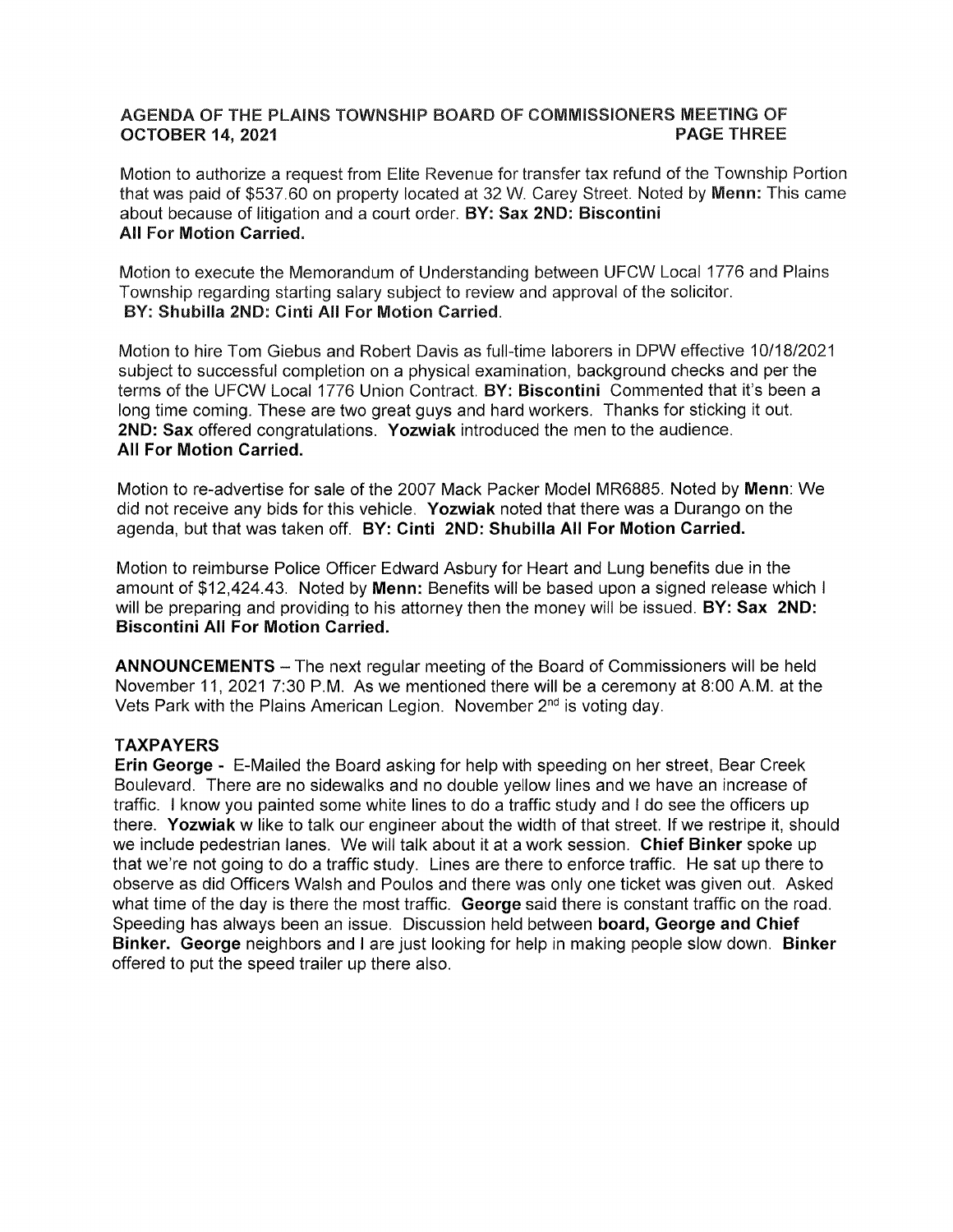Motion to authorize a request from Elite Revenue for transfer tax refund of the Township Portion that was paid of $537.60 on property located at 32 W. Carey Street. Noted by **Menn:** This came about because of litigation and a court order. **BY: Sax 2ND: Biscontini All For Motion Carried.**

Motion to execute the Memorandum of Understanding between UFCW Local 1776 and Plains Township regarding starting salary subject to review and approval of the solicitor. **BY: Shubilla 2ND: Cinti All For Motion Carried.**

Motion to hire Tom Giebus and Robert Davis as full-time laborers in DPW effective 10/18/2021 subject to successful completion on a physical examination, background checks and per the terms of the UFCW Local 1776 Union Contract. **BY: Biscontini** Commented that it's been a long time coming. These are two great guys and hard workers. Thanks for sticking it out. **2ND: Sax** offered congratulations. **Yozwiak** introduced the men to the audience. **All For Motion Carried.**

Motion to re-advertise for sale of the 2007 Mack Packer Model MR6885. Noted by **Menn**: We did not receive any bids for this vehicle. **Yozwiak** noted that there was a Durango on the agenda, but that was taken off. **BY: Cinti 2ND: Shubilla All For Motion Carried.**

Motion to reimburse Police Officer Edward Asbury for Heart and Lung benefits due in the amount of $12,424.43. Noted by **Menn:** Benefits will be based upon a signed release which I will be preparing and providing to his attorney then the money will be issued. **BY: Sax 2ND: Biscontini All For Motion Carried.**

**ANNOUNCEMENTS** – The next regular meeting of the Board of Commissioners will be held November 11, 2021 7:30 P.M. As we mentioned there will be a ceremony at 8:00 A.M. at the Vets Park with the Plains American Legion. November 2nd is voting day.

## TAXPAYERS

**Erin George -** E-Mailed the Board asking for help with speeding on her street, Bear Creek Boulevard. There are no sidewalks and no double yellow lines and we have an increase of traffic. I know you painted some white lines to do a traffic study and I do see the officers up there. **Yozwiak** w like to talk our engineer about the width of that street. If we restripe it, should we include pedestrian lanes. We will talk about it at a work session. **Chief Binker** spoke up that we're not going to do a traffic study. Lines are there to enforce traffic. He sat up there to observe as did Officers Walsh and Poulos and there was only one ticket was given out. Asked what time of the day is there the most traffic. **George** said there is constant traffic on the road. Speeding has always been an issue. Discussion held between **board, George and Chief Binker. George** neighbors and I are just looking for help in making people slow down. **Binker** offered to put the speed trailer up there also.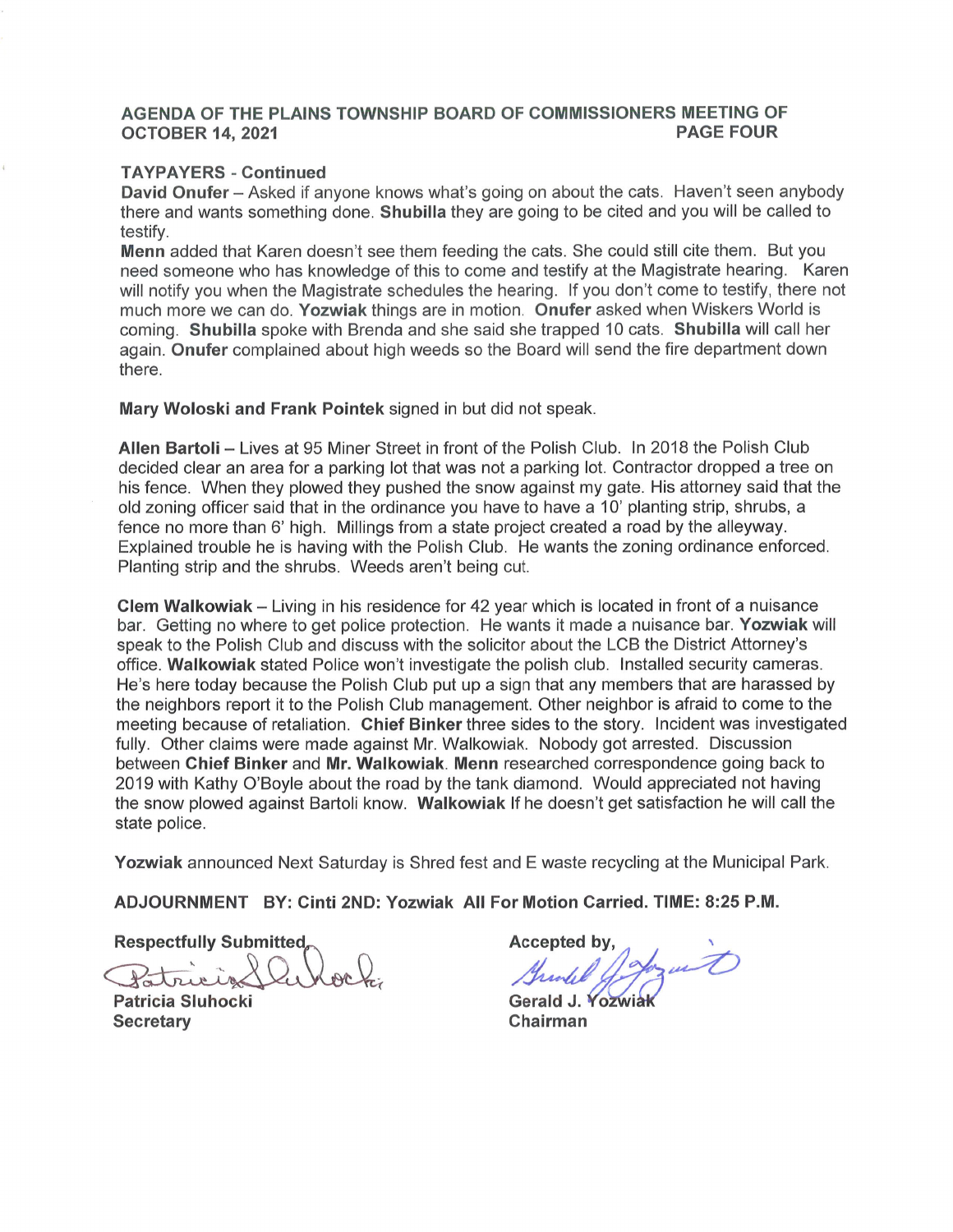**AGENDA OF THE PLAINS TOWNSHIP BOARD OF COMMISSIONERS MEETING OF OCTOBER 14, 2021** **PAGE FOUR**

**TAYPAYERS - Continued**

**David Onufer** – Asked if anyone knows what's going on about the cats. Haven't seen anybody there and wants something done. **Shubilla** they are going to be cited and you will be called to testify.

**Menn** added that Karen doesn't see them feeding the cats. She could still cite them. But you need someone who has knowledge of this to come and testify at the Magistrate hearing. Karen will notify you when the Magistrate schedules the hearing. If you don't come to testify, there not much more we can do. **Yozwiak** things are in motion. **Onufer** asked when Wiskers World is coming. **Shubilla** spoke with Brenda and she said she trapped 10 cats. **Shubilla** will call her again. **Onufer** complained about high weeds so the Board will send the fire department down there.

**Mary Woloski and Frank Pointek** signed in but did not speak.

**Allen Bartoli** – Lives at 95 Miner Street in front of the Polish Club. In 2018 the Polish Club decided clear an area for a parking lot that was not a parking lot. Contractor dropped a tree on his fence. When they plowed they pushed the snow against my gate. His attorney said that the old zoning officer said that in the ordinance you have to have a 10' planting strip, shrubs, a fence no more than 6' high. Millings from a state project created a road by the alleyway. Explained trouble he is having with the Polish Club. He wants the zoning ordinance enforced. Planting strip and the shrubs. Weeds aren't being cut.

**Clem Walkowiak** – Living in his residence for 42 year which is located in front of a nuisance bar. Getting no where to get police protection. He wants it made a nuisance bar. **Yozwiak** will speak to the Polish Club and discuss with the solicitor about the LCB the District Attorney's office. **Walkowiak** stated Police won't investigate the polish club. Installed security cameras. He's here today because the Polish Club put up a sign that any members that are harassed by the neighbors report it to the Polish Club management. Other neighbor is afraid to come to the meeting because of retaliation. **Chief Binker** three sides to the story. Incident was investigated fully. Other claims were made against Mr. Walkowiak. Nobody got arrested. Discussion between **Chief Binker** and **Mr. Walkowiak**. **Menn** researched correspondence going back to 2019 with Kathy O'Boyle about the road by the tank diamond. Would appreciated not having the snow plowed against Bartoli know. **Walkowiak** If he doesn't get satisfaction he will call the state police.

**Yozwiak** announced Next Saturday is Shred fest and E waste recycling at the Municipal Park.

**ADJOURNMENT BY: Cinti 2ND: Yozwiak All For Motion Carried. TIME: 8:25 P.M.**

**Respectfully Submitted,**

Patricia Sluhocki

**Patricia Sluhocki**
**Secretary**

**Accepted by,**

Gerald J. Yozwiak

**Gerald J. Yozwiak**
**Chairman**